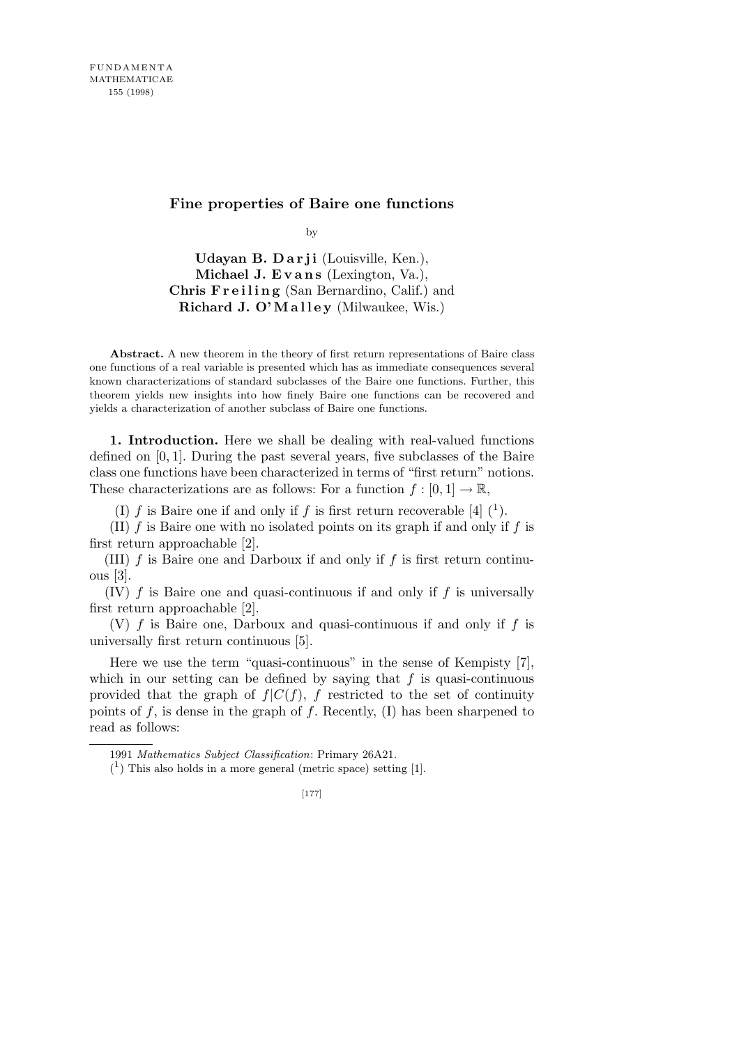# Fine properties of Baire one functions

by

**Udayan B. Darji** (Louisville, Ken.),
**Michael J. Evans** (Lexington, Va.),
**Chris Freiling** (San Bernardino, Calif.) and
**Richard J. O'Malley** (Milwaukee, Wis.)

**Abstract.** A new theorem in the theory of first return representations of Baire class one functions of a real variable is presented which has as immediate consequences several known characterizations of standard subclasses of the Baire one functions. Further, this theorem yields new insights into how finely Baire one functions can be recovered and yields a characterization of another subclass of Baire one functions.

**1. Introduction.** Here we shall be dealing with real-valued functions defined on $[0, 1]$. During the past several years, five subclasses of the Baire class one functions have been characterized in terms of "first return" notions. These characterizations are as follows: For a function $f : [0, 1] \to \mathbb{R}$,

(I) $f$ is Baire one if and only if $f$ is first return recoverable [4] ([1]).

(II) $f$ is Baire one with no isolated points on its graph if and only if $f$ is first return approachable [2].

(III) $f$ is Baire one and Darboux if and only if $f$ is first return continuous [3].

(IV) $f$ is Baire one and quasi-continuous if and only if $f$ is universally first return approachable [2].

(V) $f$ is Baire one, Darboux and quasi-continuous if and only if $f$ is universally first return continuous [5].

Here we use the term "quasi-continuous" in the sense of Kempisty [7], which in our setting can be defined by saying that $f$ is quasi-continuous provided that the graph of $f|C(f)$, $f$ restricted to the set of continuity points of $f$, is dense in the graph of $f$. Recently, (I) has been sharpened to read as follows:

---

1991 *Mathematics Subject Classification*: Primary 26A21.

([1]) This also holds in a more general (metric space) setting [1].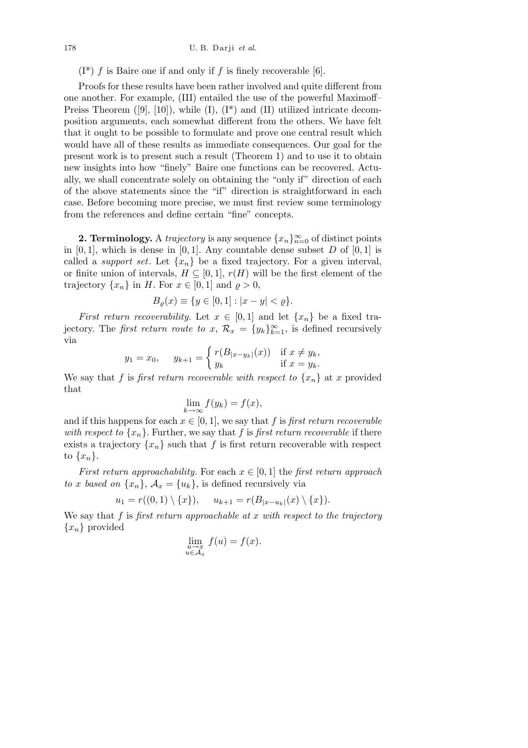(I*) $f$ is Baire one if and only if $f$ is finely recoverable [6].

Proofs for these results have been rather involved and quite different from one another. For example, (III) entailed the use of the powerful Maximoff–Preiss Theorem ([9], [10]), while (I), (I*) and (II) utilized intricate decomposition arguments, each somewhat different from the others. We have felt that it ought to be possible to formulate and prove one central result which would have all of these results as immediate consequences. Our goal for the present work is to present such a result (Theorem 1) and to use it to obtain new insights into how "finely" Baire one functions can be recovered. Actually, we shall concentrate solely on obtaining the "only if" direction of each of the above statements since the "if" direction is straightforward in each case. Before becoming more precise, we must first review some terminology from the references and define certain "fine" concepts.

**2. Terminology.** A *trajectory* is any sequence $\{x_n\}_{n=0}^{\infty}$ of distinct points in $[0,1]$, which is dense in $[0,1]$. Any countable dense subset $D$ of $[0,1]$ is called a *support set*. Let $\{x_n\}$ be a fixed trajectory. For a given interval, or finite union of intervals, $H \subseteq [0,1]$, $r(H)$ will be the first element of the trajectory $\{x_n\}$ in $H$. For $x \in [0,1]$ and $\varrho > 0$,

$$B_{\varrho}(x) \equiv \{y \in [0,1] : |x - y| < \varrho\}.$$

*First return recoverability.* Let $x \in [0,1]$ and let $\{x_n\}$ be a fixed trajectory. The *first return route to* $x$, $\mathcal{R}_x = \{y_k\}_{k=1}^{\infty}$, is defined recursively via

$$y_1 = x_0, \quad y_{k+1} = \begin{cases} r(B_{|x-y_k|}(x)) & \text{if } x \neq y_k, \\ y_k & \text{if } x = y_k. \end{cases}$$

We say that $f$ is *first return recoverable with respect to* $\{x_n\}$ at $x$ provided that

$$\lim_{k \to \infty} f(y_k) = f(x),$$

and if this happens for each $x \in [0,1]$, we say that $f$ is *first return recoverable with respect to* $\{x_n\}$. Further, we say that $f$ is *first return recoverable* if there exists a trajectory $\{x_n\}$ such that $f$ is first return recoverable with respect to $\{x_n\}$.

*First return approachability.* For each $x \in [0,1]$ the *first return approach to $x$ based on* $\{x_n\}$, $\mathcal{A}_x = \{u_k\}$, is defined recursively via

$$u_1 = r((0,1) \setminus \{x\}), \quad u_{k+1} = r(B_{|x-u_k|}(x) \setminus \{x\}).$$

We say that $f$ is *first return approachable at $x$ with respect to the trajectory* $\{x_n\}$ provided

$$\lim_{\substack{u \to x \\ u \in \mathcal{A}_x}} f(u) = f(x).$$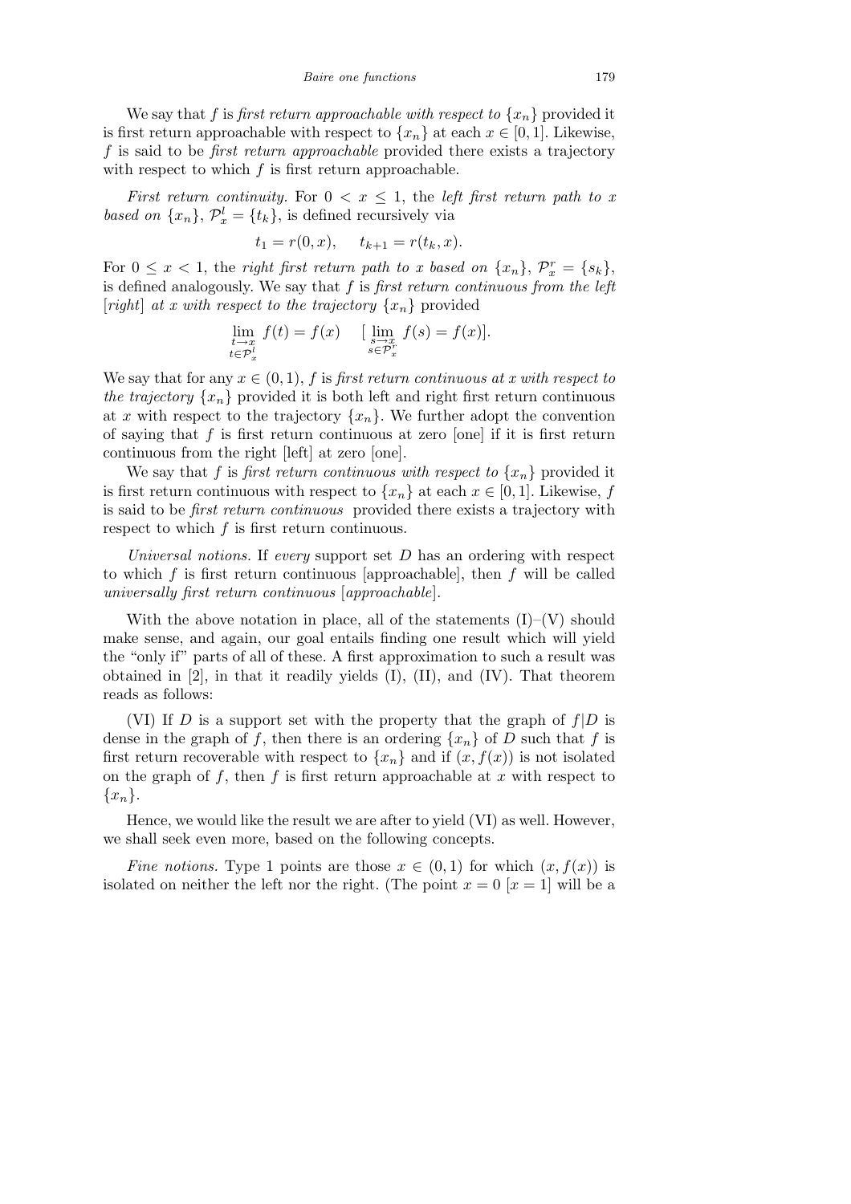We say that $f$ is *first return approachable with respect to* $\{x_n\}$ provided it is first return approachable with respect to $\{x_n\}$ at each $x \in [0,1]$. Likewise, $f$ is said to be *first return approachable* provided there exists a trajectory with respect to which $f$ is first return approachable.

*First return continuity.* For $0 < x \leq 1$, the *left first return path to* $x$ *based on* $\{x_n\}$, $\mathcal{P}_x^l = \{t_k\}$, is defined recursively via

$$t_1 = r(0, x), \quad t_{k+1} = r(t_k, x).$$

For $0 \leq x < 1$, the *right first return path to* $x$ *based on* $\{x_n\}$, $\mathcal{P}_x^r = \{s_k\}$, is defined analogously. We say that $f$ is *first return continuous from the left* [*right*] *at* $x$ *with respect to the trajectory* $\{x_n\}$ provided

$$\lim_{\substack{t \to x \\ t \in \mathcal{P}_x^l}} f(t) = f(x) \quad [\lim_{\substack{s \to x \\ s \in \mathcal{P}_x^r}} f(s) = f(x)].$$

We say that for any $x \in (0,1)$, $f$ is *first return continuous at* $x$ *with respect to the trajectory* $\{x_n\}$ provided it is both left and right first return continuous at $x$ with respect to the trajectory $\{x_n\}$. We further adopt the convention of saying that $f$ is first return continuous at zero [one] if it is first return continuous from the right [left] at zero [one].

We say that $f$ is *first return continuous with respect to* $\{x_n\}$ provided it is first return continuous with respect to $\{x_n\}$ at each $x \in [0,1]$. Likewise, $f$ is said to be *first return continuous* provided there exists a trajectory with respect to which $f$ is first return continuous.

*Universal notions.* If *every* support set $D$ has an ordering with respect to which $f$ is first return continuous [approachable], then $f$ will be called *universally first return continuous* [*approachable*].

With the above notation in place, all of the statements (I)–(V) should make sense, and again, our goal entails finding one result which will yield the "only if" parts of all of these. A first approximation to such a result was obtained in [2], in that it readily yields (I), (II), and (IV). That theorem reads as follows:

(VI) If $D$ is a support set with the property that the graph of $f|D$ is dense in the graph of $f$, then there is an ordering $\{x_n\}$ of $D$ such that $f$ is first return recoverable with respect to $\{x_n\}$ and if $(x, f(x))$ is not isolated on the graph of $f$, then $f$ is first return approachable at $x$ with respect to $\{x_n\}$.

Hence, we would like the result we are after to yield (VI) as well. However, we shall seek even more, based on the following concepts.

*Fine notions.* Type 1 points are those $x \in (0,1)$ for which $(x, f(x))$ is isolated on neither the left nor the right. (The point $x = 0$ [$x = 1$] will be a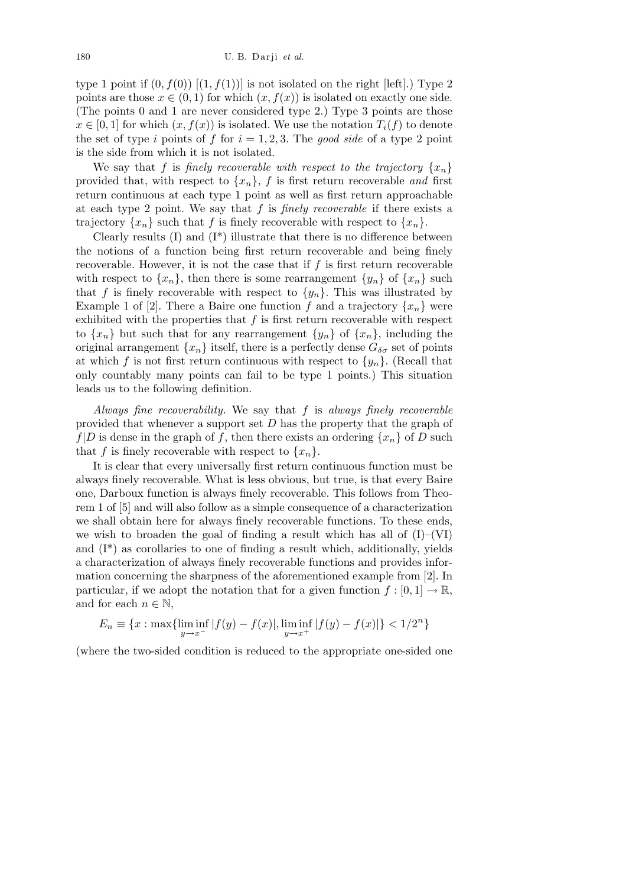type 1 point if $(0, f(0))$ $[(1, f(1))]$ is not isolated on the right [left].) Type 2 points are those $x \in (0, 1)$ for which $(x, f(x))$ is isolated on exactly one side. (The points 0 and 1 are never considered type 2.) Type 3 points are those $x \in [0, 1]$ for which $(x, f(x))$ is isolated. We use the notation $T_i(f)$ to denote the set of type $i$ points of $f$ for $i = 1, 2, 3$. The *good side* of a type 2 point is the side from which it is not isolated.

We say that $f$ is *finely recoverable with respect to the trajectory* $\{x_n\}$ provided that, with respect to $\{x_n\}$, $f$ is first return recoverable *and* first return continuous at each type 1 point as well as first return approachable at each type 2 point. We say that $f$ is *finely recoverable* if there exists a trajectory $\{x_n\}$ such that $f$ is finely recoverable with respect to $\{x_n\}$.

Clearly results (I) and (I*) illustrate that there is no difference between the notions of a function being first return recoverable and being finely recoverable. However, it is not the case that if $f$ is first return recoverable with respect to $\{x_n\}$, then there is some rearrangement $\{y_n\}$ of $\{x_n\}$ such that $f$ is finely recoverable with respect to $\{y_n\}$. This was illustrated by Example 1 of [2]. There a Baire one function $f$ and a trajectory $\{x_n\}$ were exhibited with the properties that $f$ is first return recoverable with respect to $\{x_n\}$ but such that for any rearrangement $\{y_n\}$ of $\{x_n\}$, including the original arrangement $\{x_n\}$ itself, there is a perfectly dense $G_{\delta\sigma}$ set of points at which $f$ is not first return continuous with respect to $\{y_n\}$. (Recall that only countably many points can fail to be type 1 points.) This situation leads us to the following definition.

*Always fine recoverability.* We say that $f$ is *always finely recoverable* provided that whenever a support set $D$ has the property that the graph of $f|D$ is dense in the graph of $f$, then there exists an ordering $\{x_n\}$ of $D$ such that $f$ is finely recoverable with respect to $\{x_n\}$.

It is clear that every universally first return continuous function must be always finely recoverable. What is less obvious, but true, is that every Baire one, Darboux function is always finely recoverable. This follows from Theorem 1 of [5] and will also follow as a simple consequence of a characterization we shall obtain here for always finely recoverable functions. To these ends, we wish to broaden the goal of finding a result which has all of (I)–(VI) and (I*) as corollaries to one of finding a result which, additionally, yields a characterization of always finely recoverable functions and provides information concerning the sharpness of the aforementioned example from [2]. In particular, if we adopt the notation that for a given function $f : [0, 1] \to \mathbb{R}$, and for each $n \in \mathbb{N}$,

$$E_n \equiv \{x : \max\{\liminf_{y \to x^-} |f(y) - f(x)|, \liminf_{y \to x^+} |f(y) - f(x)|\} < 1/2^n\}$$

(where the two-sided condition is reduced to the appropriate one-sided one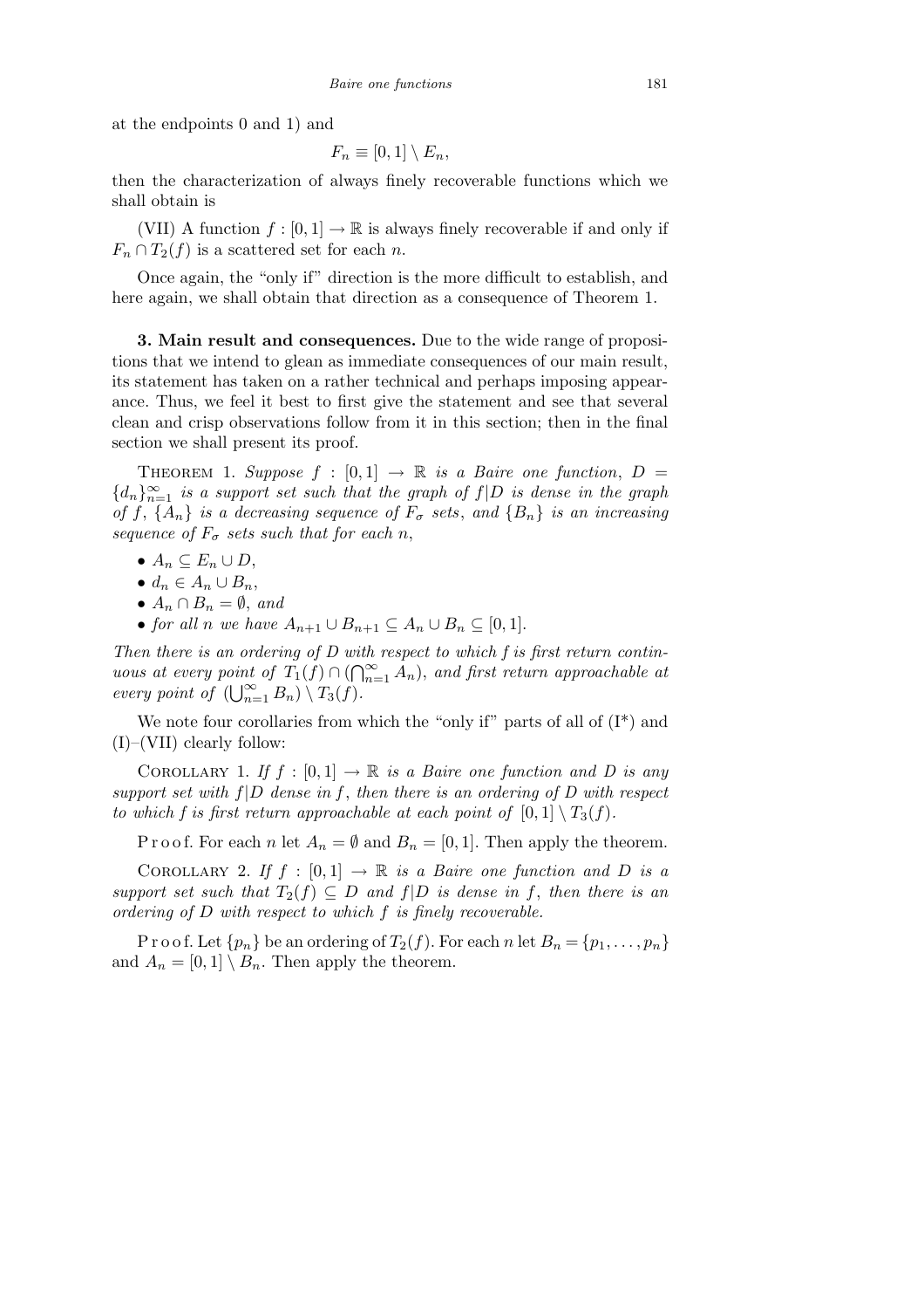at the endpoints 0 and 1) and

$$F_n \equiv [0,1] \setminus E_n,$$

then the characterization of always finely recoverable functions which we shall obtain is

(VII) A function $f : [0,1] \to \mathbb{R}$ is always finely recoverable if and only if $F_n \cap T_2(f)$ is a scattered set for each $n$.

Once again, the "only if" direction is the more difficult to establish, and here again, we shall obtain that direction as a consequence of Theorem 1.

**3. Main result and consequences.** Due to the wide range of propositions that we intend to glean as immediate consequences of our main result, its statement has taken on a rather technical and perhaps imposing appearance. Thus, we feel it best to first give the statement and see that several clean and crisp observations follow from it in this section; then in the final section we shall present its proof.

THEOREM 1. *Suppose $f : [0,1] \to \mathbb{R}$ is a Baire one function, $D = \{d_n\}_{n=1}^{\infty}$ is a support set such that the graph of $f|D$ is dense in the graph of $f$, $\{A_n\}$ is a decreasing sequence of $F_\sigma$ sets, and $\{B_n\}$ is an increasing sequence of $F_\sigma$ sets such that for each $n$,*

- *$A_n \subseteq E_n \cup D$,*
- *$d_n \in A_n \cup B_n$,*
- *$A_n \cap B_n = \emptyset$, and*
- *for all $n$ we have $A_{n+1} \cup B_{n+1} \subseteq A_n \cup B_n \subseteq [0,1]$.*

*Then there is an ordering of $D$ with respect to which $f$ is first return continuous at every point of $T_1(f) \cap (\bigcap_{n=1}^{\infty} A_n)$, and first return approachable at every point of $(\bigcup_{n=1}^{\infty} B_n) \setminus T_3(f)$.*

We note four corollaries from which the "only if" parts of all of (I\*) and (I)–(VII) clearly follow:

COROLLARY 1. *If $f : [0,1] \to \mathbb{R}$ is a Baire one function and $D$ is any support set with $f|D$ dense in $f$, then there is an ordering of $D$ with respect to which $f$ is first return approachable at each point of $[0,1] \setminus T_3(f)$.*

Proof. For each $n$ let $A_n = \emptyset$ and $B_n = [0,1]$. Then apply the theorem.

COROLLARY 2. *If $f : [0,1] \to \mathbb{R}$ is a Baire one function and $D$ is a support set such that $T_2(f) \subseteq D$ and $f|D$ is dense in $f$, then there is an ordering of $D$ with respect to which $f$ is finely recoverable.*

Proof. Let $\{p_n\}$ be an ordering of $T_2(f)$. For each $n$ let $B_n = \{p_1, \ldots, p_n\}$ and $A_n = [0,1] \setminus B_n$. Then apply the theorem.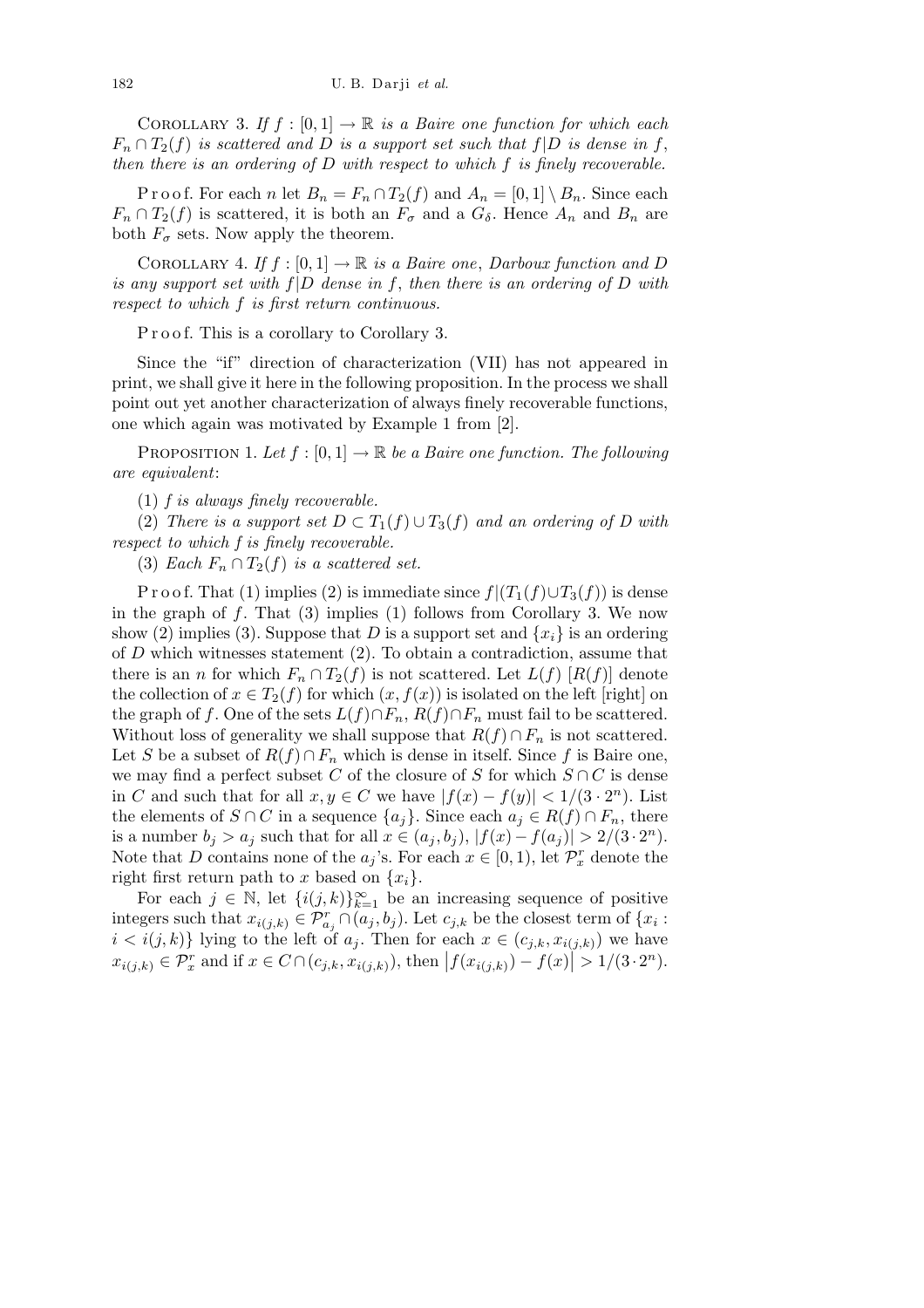Corollary 3. *If $f : [0,1] \to \mathbb{R}$ is a Baire one function for which each $F_n \cap T_2(f)$ is scattered and $D$ is a support set such that $f|D$ is dense in $f$, then there is an ordering of $D$ with respect to which $f$ is finely recoverable.*

Proof. For each $n$ let $B_n = F_n \cap T_2(f)$ and $A_n = [0,1] \setminus B_n$. Since each $F_n \cap T_2(f)$ is scattered, it is both an $F_\sigma$ and a $G_\delta$. Hence $A_n$ and $B_n$ are both $F_\sigma$ sets. Now apply the theorem.

Corollary 4. *If $f : [0,1] \to \mathbb{R}$ is a Baire one, Darboux function and $D$ is any support set with $f|D$ dense in $f$, then there is an ordering of $D$ with respect to which $f$ is first return continuous.*

Proof. This is a corollary to Corollary 3.

Since the "if" direction of characterization (VII) has not appeared in print, we shall give it here in the following proposition. In the process we shall point out yet another characterization of always finely recoverable functions, one which again was motivated by Example 1 from [2].

Proposition 1. *Let $f : [0,1] \to \mathbb{R}$ be a Baire one function. The following are equivalent*:

(1) *$f$ is always finely recoverable.*

(2) *There is a support set $D \subset T_1(f) \cup T_3(f)$ and an ordering of $D$ with respect to which $f$ is finely recoverable.*

(3) *Each $F_n \cap T_2(f)$ is a scattered set.*

Proof. That (1) implies (2) is immediate since $f|(T_1(f) \cup T_3(f))$ is dense in the graph of $f$. That (3) implies (1) follows from Corollary 3. We now show (2) implies (3). Suppose that $D$ is a support set and $\{x_i\}$ is an ordering of $D$ which witnesses statement (2). To obtain a contradiction, assume that there is an $n$ for which $F_n \cap T_2(f)$ is not scattered. Let $L(f)$ [$R(f)$] denote the collection of $x \in T_2(f)$ for which $(x, f(x))$ is isolated on the left [right] on the graph of $f$. One of the sets $L(f) \cap F_n$, $R(f) \cap F_n$ must fail to be scattered. Without loss of generality we shall suppose that $R(f) \cap F_n$ is not scattered. Let $S$ be a subset of $R(f) \cap F_n$ which is dense in itself. Since $f$ is Baire one, we may find a perfect subset $C$ of the closure of $S$ for which $S \cap C$ is dense in $C$ and such that for all $x, y \in C$ we have $|f(x) - f(y)| < 1/(3 \cdot 2^n)$. List the elements of $S \cap C$ in a sequence $\{a_j\}$. Since each $a_j \in R(f) \cap F_n$, there is a number $b_j > a_j$ such that for all $x \in (a_j, b_j)$, $|f(x) - f(a_j)| > 2/(3 \cdot 2^n)$. Note that $D$ contains none of the $a_j$'s. For each $x \in [0,1)$, let $\mathcal{P}_x^r$ denote the right first return path to $x$ based on $\{x_i\}$.

For each $j \in \mathbb{N}$, let $\{i(j,k)\}_{k=1}^\infty$ be an increasing sequence of positive integers such that $x_{i(j,k)} \in \mathcal{P}_{a_j}^r \cap (a_j, b_j)$. Let $c_{j,k}$ be the closest term of $\{x_i : i < i(j,k)\}$ lying to the left of $a_j$. Then for each $x \in (c_{j,k}, x_{i(j,k)})$ we have $x_{i(j,k)} \in \mathcal{P}_x^r$ and if $x \in C \cap (c_{j,k}, x_{i(j,k)})$, then $\left|f(x_{i(j,k)}) - f(x)\right| > 1/(3 \cdot 2^n)$.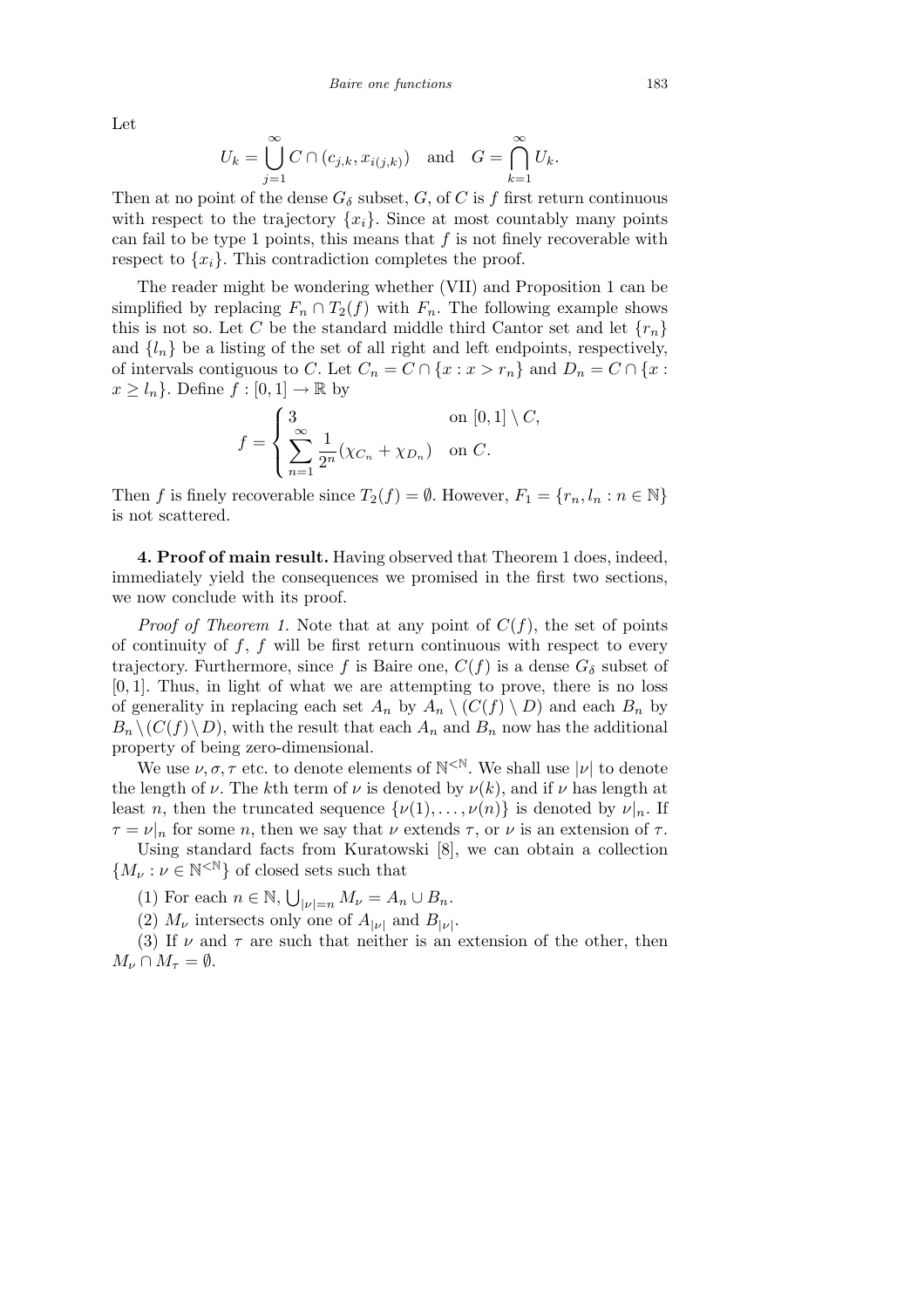Let

$$U_k = \bigcup_{j=1}^{\infty} C \cap (c_{j,k}, x_{i(j,k)}) \quad \text{and} \quad G = \bigcap_{k=1}^{\infty} U_k.$$

Then at no point of the dense $G_\delta$ subset, $G$, of $C$ is $f$ first return continuous with respect to the trajectory $\{x_i\}$. Since at most countably many points can fail to be type 1 points, this means that $f$ is not finely recoverable with respect to $\{x_i\}$. This contradiction completes the proof.

The reader might be wondering whether (VII) and Proposition 1 can be simplified by replacing $F_n \cap T_2(f)$ with $F_n$. The following example shows this is not so. Let $C$ be the standard middle third Cantor set and let $\{r_n\}$ and $\{l_n\}$ be a listing of the set of all right and left endpoints, respectively, of intervals contiguous to $C$. Let $C_n = C \cap \{x : x > r_n\}$ and $D_n = C \cap \{x : x \geq l_n\}$. Define $f : [0,1] \to \mathbb{R}$ by

$$f = \begin{cases} 3 & \text{on } [0,1] \setminus C, \\ \displaystyle\sum_{n=1}^{\infty} \frac{1}{2^n}(\chi_{C_n} + \chi_{D_n}) & \text{on } C. \end{cases}$$

Then $f$ is finely recoverable since $T_2(f) = \emptyset$. However, $F_1 = \{r_n, l_n : n \in \mathbb{N}\}$ is not scattered.

**4. Proof of main result.** Having observed that Theorem 1 does, indeed, immediately yield the consequences we promised in the first two sections, we now conclude with its proof.

*Proof of Theorem 1.* Note that at any point of $C(f)$, the set of points of continuity of $f$, $f$ will be first return continuous with respect to every trajectory. Furthermore, since $f$ is Baire one, $C(f)$ is a dense $G_\delta$ subset of $[0,1]$. Thus, in light of what we are attempting to prove, there is no loss of generality in replacing each set $A_n$ by $A_n \setminus (C(f) \setminus D)$ and each $B_n$ by $B_n \setminus (C(f) \setminus D)$, with the result that each $A_n$ and $B_n$ now has the additional property of being zero-dimensional.

We use $\nu, \sigma, \tau$ etc. to denote elements of $\mathbb{N}^{<\mathbb{N}}$. We shall use $|\nu|$ to denote the length of $\nu$. The $k$th term of $\nu$ is denoted by $\nu(k)$, and if $\nu$ has length at least $n$, then the truncated sequence $\{\nu(1), \ldots, \nu(n)\}$ is denoted by $\nu|_n$. If $\tau = \nu|_n$ for some $n$, then we say that $\nu$ extends $\tau$, or $\nu$ is an extension of $\tau$.

Using standard facts from Kuratowski [8], we can obtain a collection $\{M_\nu : \nu \in \mathbb{N}^{<\mathbb{N}}\}$ of closed sets such that

(1) For each $n \in \mathbb{N}$, $\bigcup_{|\nu|=n} M_\nu = A_n \cup B_n$.

(2) $M_\nu$ intersects only one of $A_{|\nu|}$ and $B_{|\nu|}$.

(3) If $\nu$ and $\tau$ are such that neither is an extension of the other, then $M_\nu \cap M_\tau = \emptyset$.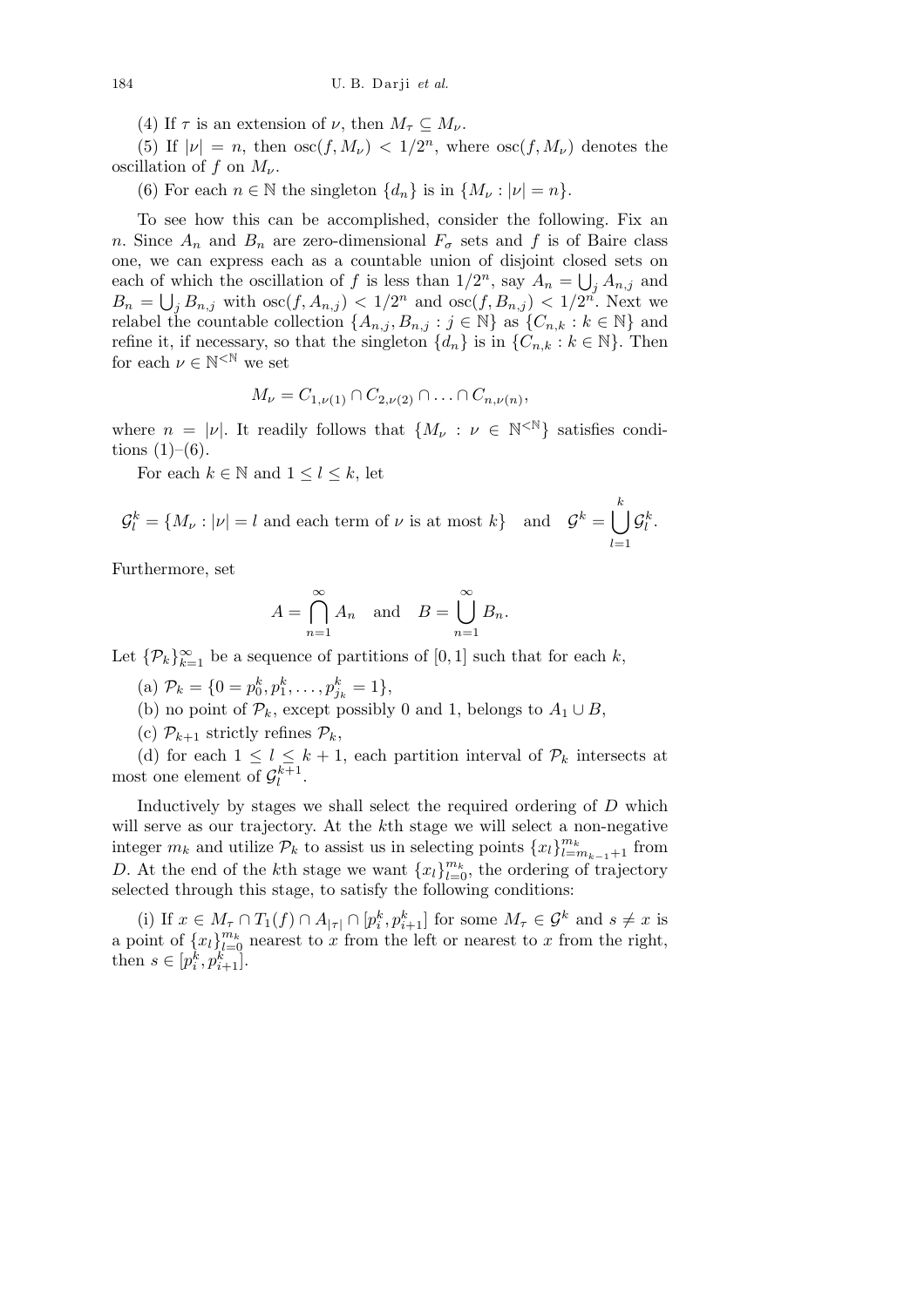(4) If $\tau$ is an extension of $\nu$, then $M_\tau \subseteq M_\nu$.

(5) If $|\nu| = n$, then $\operatorname{osc}(f, M_\nu) < 1/2^n$, where $\operatorname{osc}(f, M_\nu)$ denotes the oscillation of $f$ on $M_\nu$.

(6) For each $n \in \mathbb{N}$ the singleton $\{d_n\}$ is in $\{M_\nu : |\nu| = n\}$.

To see how this can be accomplished, consider the following. Fix an $n$. Since $A_n$ and $B_n$ are zero-dimensional $F_\sigma$ sets and $f$ is of Baire class one, we can express each as a countable union of disjoint closed sets on each of which the oscillation of $f$ is less than $1/2^n$, say $A_n = \bigcup_j A_{n,j}$ and $B_n = \bigcup_j B_{n,j}$ with $\operatorname{osc}(f, A_{n,j}) < 1/2^n$ and $\operatorname{osc}(f, B_{n,j}) < 1/2^n$. Next we relabel the countable collection $\{A_{n,j}, B_{n,j} : j \in \mathbb{N}\}$ as $\{C_{n,k} : k \in \mathbb{N}\}$ and refine it, if necessary, so that the singleton $\{d_n\}$ is in $\{C_{n,k} : k \in \mathbb{N}\}$. Then for each $\nu \in \mathbb{N}^{<\mathbb{N}}$ we set

$$M_\nu = C_{1,\nu(1)} \cap C_{2,\nu(2)} \cap \ldots \cap C_{n,\nu(n)},$$

where $n = |\nu|$. It readily follows that $\{M_\nu : \nu \in \mathbb{N}^{<\mathbb{N}}\}$ satisfies conditions (1)–(6).

For each $k \in \mathbb{N}$ and $1 \le l \le k$, let

$$\mathcal{G}_l^k = \{M_\nu : |\nu| = l \text{ and each term of } \nu \text{ is at most } k\} \quad \text{and} \quad \mathcal{G}^k = \bigcup_{l=1}^{k} \mathcal{G}_l^k.$$

Furthermore, set

$$A = \bigcap_{n=1}^{\infty} A_n \quad \text{and} \quad B = \bigcup_{n=1}^{\infty} B_n.$$

Let $\{\mathcal{P}_k\}_{k=1}^\infty$ be a sequence of partitions of $[0,1]$ such that for each $k$,

(a) $\mathcal{P}_k = \{0 = p_0^k, p_1^k, \ldots, p_{j_k}^k = 1\}$,

(b) no point of $\mathcal{P}_k$, except possibly 0 and 1, belongs to $A_1 \cup B$,

(c) $\mathcal{P}_{k+1}$ strictly refines $\mathcal{P}_k$,

(d) for each $1 \le l \le k+1$, each partition interval of $\mathcal{P}_k$ intersects at most one element of $\mathcal{G}_l^{k+1}$.

Inductively by stages we shall select the required ordering of $D$ which will serve as our trajectory. At the $k$th stage we will select a non-negative integer $m_k$ and utilize $\mathcal{P}_k$ to assist us in selecting points $\{x_l\}_{l=m_{k-1}+1}^{m_k}$ from $D$. At the end of the $k$th stage we want $\{x_l\}_{l=0}^{m_k}$, the ordering of trajectory selected through this stage, to satisfy the following conditions:

(i) If $x \in M_\tau \cap T_1(f) \cap A_{|\tau|} \cap [p_i^k, p_{i+1}^k]$ for some $M_\tau \in \mathcal{G}^k$ and $s \ne x$ is a point of $\{x_l\}_{l=0}^{m_k}$ nearest to $x$ from the left or nearest to $x$ from the right, then $s \in [p_i^k, p_{i+1}^k]$.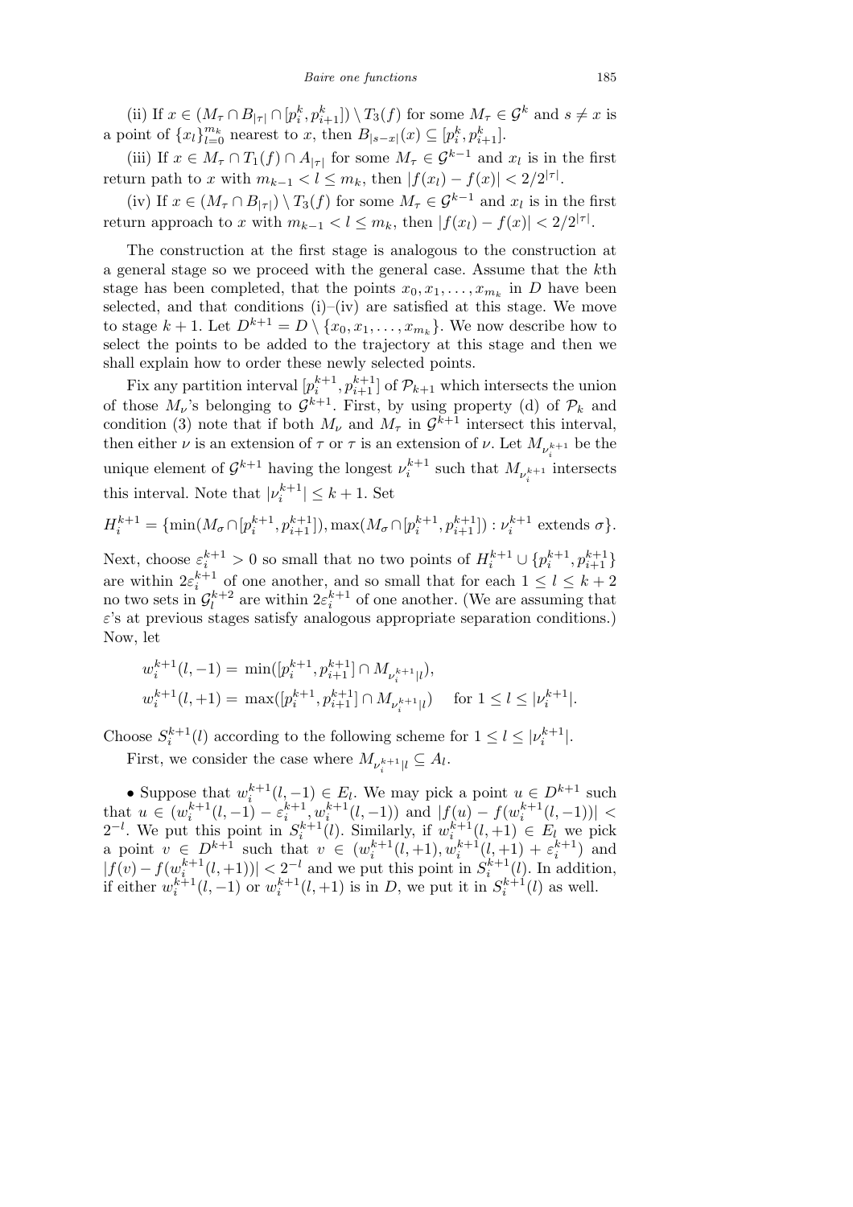(ii) If $x \in (M_\tau \cap B_{|\tau|} \cap [p_i^k, p_{i+1}^k]) \setminus T_3(f)$ for some $M_\tau \in \mathcal{G}^k$ and $s \neq x$ is a point of $\{x_l\}_{l=0}^{m_k}$ nearest to $x$, then $B_{|s-x|}(x) \subseteq [p_i^k, p_{i+1}^k]$.

(iii) If $x \in M_\tau \cap T_1(f) \cap A_{|\tau|}$ for some $M_\tau \in \mathcal{G}^{k-1}$ and $x_l$ is in the first return path to $x$ with $m_{k-1} < l \leq m_k$, then $|f(x_l) - f(x)| < 2/2^{|\tau|}$.

(iv) If $x \in (M_\tau \cap B_{|\tau|}) \setminus T_3(f)$ for some $M_\tau \in \mathcal{G}^{k-1}$ and $x_l$ is in the first return approach to $x$ with $m_{k-1} < l \leq m_k$, then $|f(x_l) - f(x)| < 2/2^{|\tau|}$.

The construction at the first stage is analogous to the construction at a general stage so we proceed with the general case. Assume that the $k$th stage has been completed, that the points $x_0, x_1, \ldots, x_{m_k}$ in $D$ have been selected, and that conditions (i)–(iv) are satisfied at this stage. We move to stage $k+1$. Let $D^{k+1} = D \setminus \{x_0, x_1, \ldots, x_{m_k}\}$. We now describe how to select the points to be added to the trajectory at this stage and then we shall explain how to order these newly selected points.

Fix any partition interval $[p_i^{k+1}, p_{i+1}^{k+1}]$ of $\mathcal{P}_{k+1}$ which intersects the union of those $M_\nu$'s belonging to $\mathcal{G}^{k+1}$. First, by using property (d) of $\mathcal{P}_k$ and condition (3) note that if both $M_\nu$ and $M_\tau$ in $\mathcal{G}^{k+1}$ intersect this interval, then either $\nu$ is an extension of $\tau$ or $\tau$ is an extension of $\nu$. Let $M_{\nu_i^{k+1}}$ be the unique element of $\mathcal{G}^{k+1}$ having the longest $\nu_i^{k+1}$ such that $M_{\nu_i^{k+1}}$ intersects this interval. Note that $|\nu_i^{k+1}| \leq k+1$. Set

$$H_i^{k+1} = \{\min(M_\sigma \cap [p_i^{k+1}, p_{i+1}^{k+1}]), \max(M_\sigma \cap [p_i^{k+1}, p_{i+1}^{k+1}]) : \nu_i^{k+1} \text{ extends } \sigma\}.$$

Next, choose $\varepsilon_i^{k+1} > 0$ so small that no two points of $H_i^{k+1} \cup \{p_i^{k+1}, p_{i+1}^{k+1}\}$ are within $2\varepsilon_i^{k+1}$ of one another, and so small that for each $1 \leq l \leq k+2$ no two sets in $\mathcal{G}_l^{k+2}$ are within $2\varepsilon_i^{k+1}$ of one another. (We are assuming that $\varepsilon$'s at previous stages satisfy analogous appropriate separation conditions.) Now, let

$$\begin{aligned} w_i^{k+1}(l, -1) &= \min([p_i^{k+1}, p_{i+1}^{k+1}] \cap M_{\nu_i^{k+1}|l}), \\ w_i^{k+1}(l, +1) &= \max([p_i^{k+1}, p_{i+1}^{k+1}] \cap M_{\nu_i^{k+1}|l}) \quad \text{for } 1 \leq l \leq |\nu_i^{k+1}|. \end{aligned}$$

Choose $S_i^{k+1}(l)$ according to the following scheme for $1 \leq l \leq |\nu_i^{k+1}|$.

First, we consider the case where $M_{\nu_i^{k+1}|l} \subseteq A_l$.

- Suppose that $w_i^{k+1}(l, -1) \in E_l$. We may pick a point $u \in D^{k+1}$ such that $u \in (w_i^{k+1}(l, -1) - \varepsilon_i^{k+1}, w_i^{k+1}(l, -1))$ and $|f(u) - f(w_i^{k+1}(l, -1))| < 2^{-l}$. We put this point in $S_i^{k+1}(l)$. Similarly, if $w_i^{k+1}(l, +1) \in E_l$ we pick a point $v \in D^{k+1}$ such that $v \in (w_i^{k+1}(l, +1), w_i^{k+1}(l, +1) + \varepsilon_i^{k+1})$ and $|f(v) - f(w_i^{k+1}(l, +1))| < 2^{-l}$ and we put this point in $S_i^{k+1}(l)$. In addition, if either $w_i^{k+1}(l, -1)$ or $w_i^{k+1}(l, +1)$ is in $D$, we put it in $S_i^{k+1}(l)$ as well.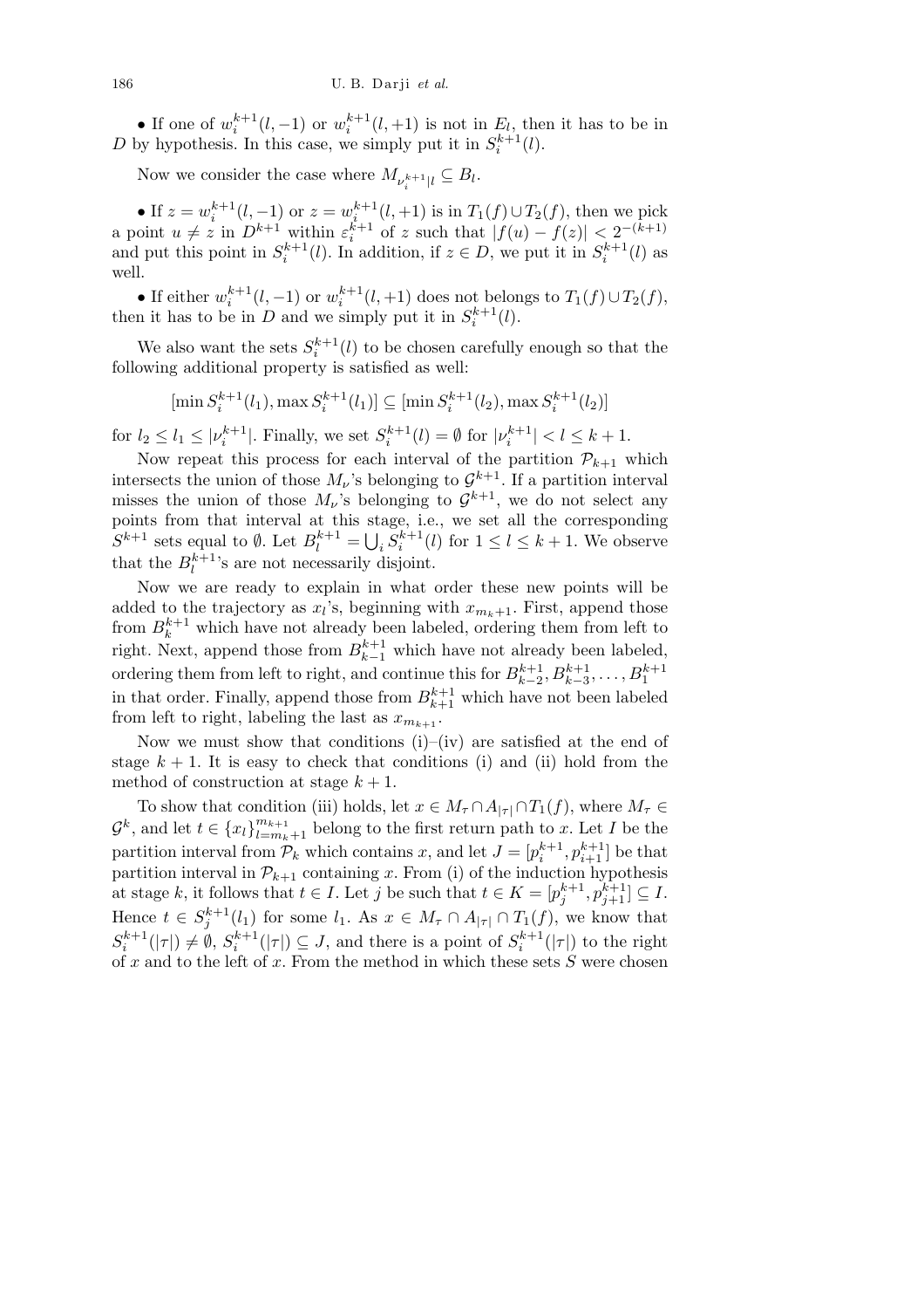• If one of $w_i^{k+1}(l,-1)$ or $w_i^{k+1}(l,+1)$ is not in $E_l$, then it has to be in $D$ by hypothesis. In this case, we simply put it in $S_i^{k+1}(l)$.

Now we consider the case where $M_{\nu_i^{k+1}|l} \subseteq B_l$.

• If $z = w_i^{k+1}(l,-1)$ or $z = w_i^{k+1}(l,+1)$ is in $T_1(f) \cup T_2(f)$, then we pick a point $u \neq z$ in $D^{k+1}$ within $\varepsilon_i^{k+1}$ of $z$ such that $|f(u) - f(z)| < 2^{-(k+1)}$ and put this point in $S_i^{k+1}(l)$. In addition, if $z \in D$, we put it in $S_i^{k+1}(l)$ as well.

• If either $w_i^{k+1}(l,-1)$ or $w_i^{k+1}(l,+1)$ does not belongs to $T_1(f) \cup T_2(f)$, then it has to be in $D$ and we simply put it in $S_i^{k+1}(l)$.

We also want the sets $S_i^{k+1}(l)$ to be chosen carefully enough so that the following additional property is satisfied as well:

$$[\min S_i^{k+1}(l_1), \max S_i^{k+1}(l_1)] \subseteq [\min S_i^{k+1}(l_2), \max S_i^{k+1}(l_2)]$$

for $l_2 \leq l_1 \leq |\nu_i^{k+1}|$. Finally, we set $S_i^{k+1}(l) = \emptyset$ for $|\nu_i^{k+1}| < l \leq k+1$.

Now repeat this process for each interval of the partition $\mathcal{P}_{k+1}$ which intersects the union of those $M_\nu$'s belonging to $\mathcal{G}^{k+1}$. If a partition interval misses the union of those $M_\nu$'s belonging to $\mathcal{G}^{k+1}$, we do not select any points from that interval at this stage, i.e., we set all the corresponding $S^{k+1}$ sets equal to $\emptyset$. Let $B_l^{k+1} = \bigcup_i S_i^{k+1}(l)$ for $1 \leq l \leq k+1$. We observe that the $B_l^{k+1}$'s are not necessarily disjoint.

Now we are ready to explain in what order these new points will be added to the trajectory as $x_l$'s, beginning with $x_{m_k+1}$. First, append those from $B_k^{k+1}$ which have not already been labeled, ordering them from left to right. Next, append those from $B_{k-1}^{k+1}$ which have not already been labeled, ordering them from left to right, and continue this for $B_{k-2}^{k+1}, B_{k-3}^{k+1}, \ldots, B_1^{k+1}$ in that order. Finally, append those from $B_{k+1}^{k+1}$ which have not been labeled from left to right, labeling the last as $x_{m_{k+1}}$.

Now we must show that conditions (i)–(iv) are satisfied at the end of stage $k+1$. It is easy to check that conditions (i) and (ii) hold from the method of construction at stage $k+1$.

To show that condition (iii) holds, let $x \in M_\tau \cap A_{|\tau|} \cap T_1(f)$, where $M_\tau \in \mathcal{G}^k$, and let $t \in \{x_l\}_{l=m_k+1}^{m_{k+1}}$ belong to the first return path to $x$. Let $I$ be the partition interval from $\mathcal{P}_k$ which contains $x$, and let $J = [p_i^{k+1}, p_{i+1}^{k+1}]$ be that partition interval in $\mathcal{P}_{k+1}$ containing $x$. From (i) of the induction hypothesis at stage $k$, it follows that $t \in I$. Let $j$ be such that $t \in K = [p_j^{k+1}, p_{j+1}^{k+1}] \subseteq I$. Hence $t \in S_j^{k+1}(l_1)$ for some $l_1$. As $x \in M_\tau \cap A_{|\tau|} \cap T_1(f)$, we know that $S_i^{k+1}(|\tau|) \neq \emptyset$, $S_i^{k+1}(|\tau|) \subseteq J$, and there is a point of $S_i^{k+1}(|\tau|)$ to the right of $x$ and to the left of $x$. From the method in which these sets $S$ were chosen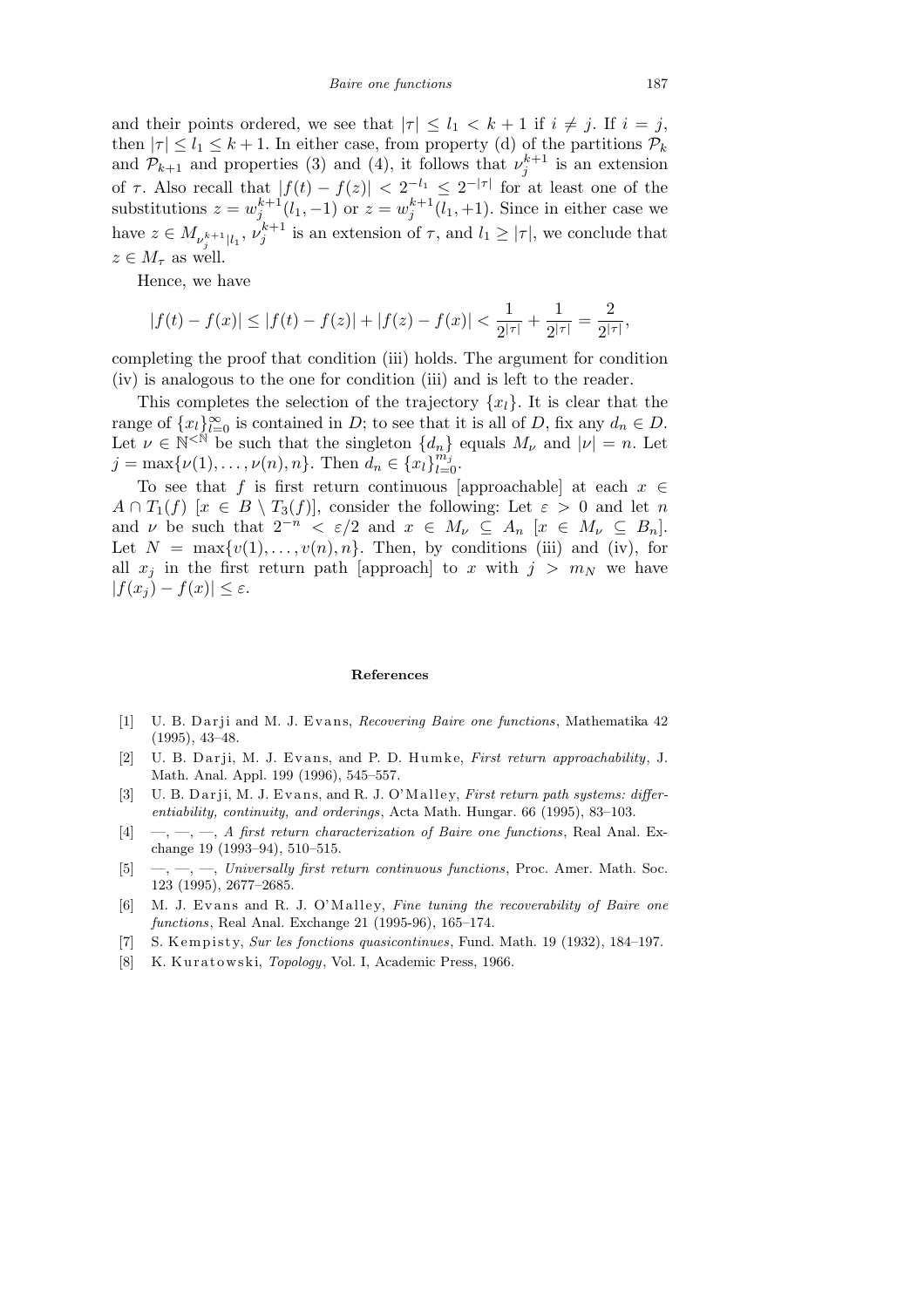and their points ordered, we see that $|\tau| \leq l_1 < k+1$ if $i \neq j$. If $i = j$, then $|\tau| \leq l_1 \leq k+1$. In either case, from property (d) of the partitions $\mathcal{P}_k$ and $\mathcal{P}_{k+1}$ and properties (3) and (4), it follows that $\nu_j^{k+1}$ is an extension of $\tau$. Also recall that $|f(t) - f(z)| < 2^{-l_1} \leq 2^{-|\tau|}$ for at least one of the substitutions $z = w_j^{k+1}(l_1, -1)$ or $z = w_j^{k+1}(l_1, +1)$. Since in either case we have $z \in M_{\nu_j^{k+1}|l_1}$, $\nu_j^{k+1}$ is an extension of $\tau$, and $l_1 \geq |\tau|$, we conclude that $z \in M_\tau$ as well.

Hence, we have

$$|f(t) - f(x)| \leq |f(t) - f(z)| + |f(z) - f(x)| < \frac{1}{2^{|\tau|}} + \frac{1}{2^{|\tau|}} = \frac{2}{2^{|\tau|}},$$

completing the proof that condition (iii) holds. The argument for condition (iv) is analogous to the one for condition (iii) and is left to the reader.

This completes the selection of the trajectory $\{x_l\}$. It is clear that the range of $\{x_l\}_{l=0}^{\infty}$ is contained in $D$; to see that it is all of $D$, fix any $d_n \in D$. Let $\nu \in \mathbb{N}^{<\mathbb{N}}$ be such that the singleton $\{d_n\}$ equals $M_\nu$ and $|\nu| = n$. Let $j = \max\{\nu(1), \ldots, \nu(n), n\}$. Then $d_n \in \{x_l\}_{l=0}^{m_j}$.

To see that $f$ is first return continuous [approachable] at each $x \in A \cap T_1(f)$ [$x \in B \setminus T_3(f)$], consider the following: Let $\varepsilon > 0$ and let $n$ and $\nu$ be such that $2^{-n} < \varepsilon/2$ and $x \in M_\nu \subseteq A_n$ [$x \in M_\nu \subseteq B_n$]. Let $N = \max\{v(1), \ldots, v(n), n\}$. Then, by conditions (iii) and (iv), for all $x_j$ in the first return path [approach] to $x$ with $j > m_N$ we have $|f(x_j) - f(x)| \leq \varepsilon$.

## References

[1] U. B. Darji and M. J. Evans, *Recovering Baire one functions*, Mathematika 42 (1995), 43–48.

[2] U. B. Darji, M. J. Evans, and P. D. Humke, *First return approachability*, J. Math. Anal. Appl. 199 (1996), 545–557.

[3] U. B. Darji, M. J. Evans, and R. J. O'Malley, *First return path systems: differentiability, continuity, and orderings*, Acta Math. Hungar. 66 (1995), 83–103.

[4] —, —, —, *A first return characterization of Baire one functions*, Real Anal. Exchange 19 (1993–94), 510–515.

[5] —, —, —, *Universally first return continuous functions*, Proc. Amer. Math. Soc. 123 (1995), 2677–2685.

[6] M. J. Evans and R. J. O'Malley, *Fine tuning the recoverability of Baire one functions*, Real Anal. Exchange 21 (1995-96), 165–174.

[7] S. Kempisty, *Sur les fonctions quasicontinues*, Fund. Math. 19 (1932), 184–197.

[8] K. Kuratowski, *Topology*, Vol. I, Academic Press, 1966.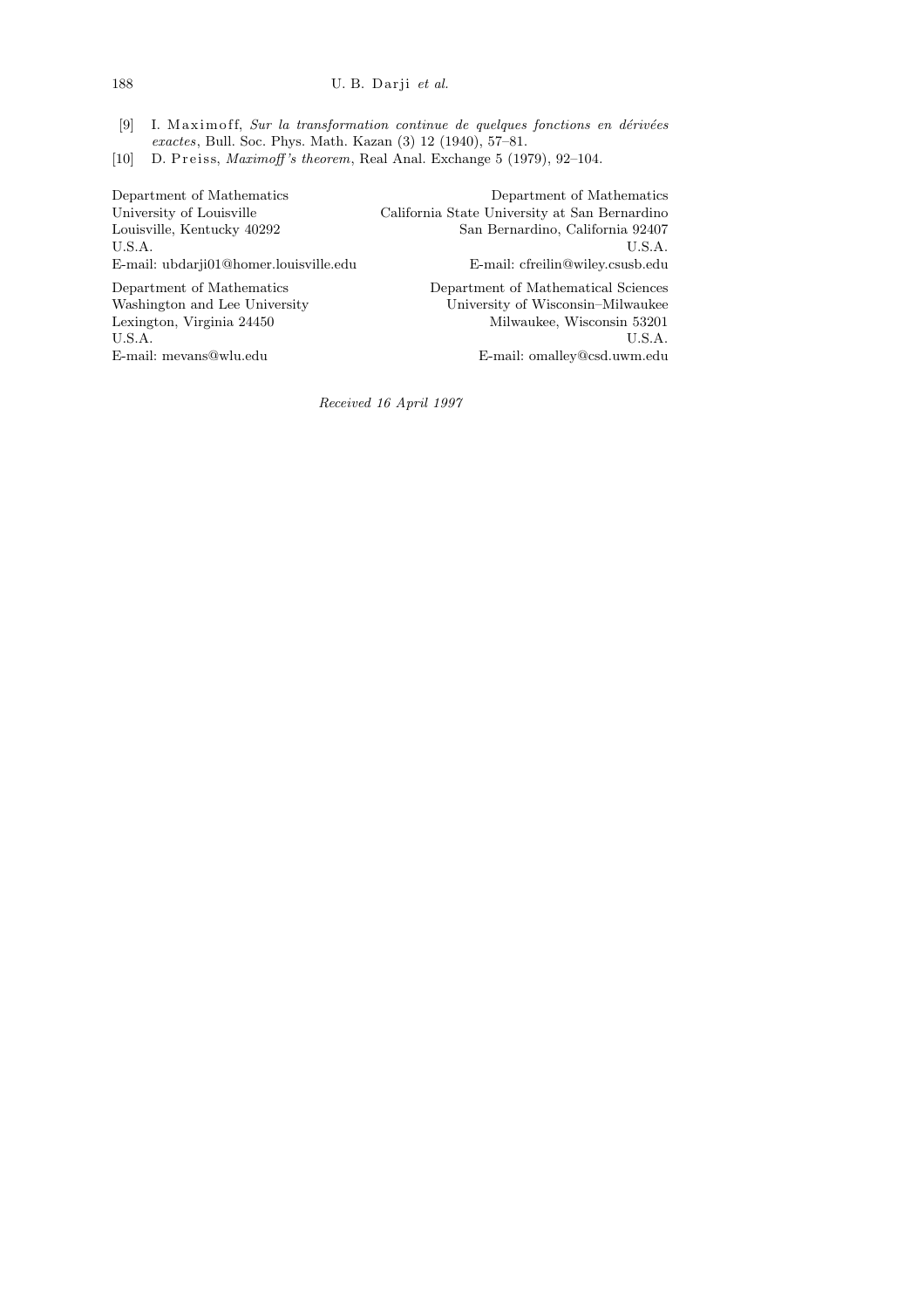[9] I. Maximoff, *Sur la transformation continue de quelques fonctions en dérivées exactes*, Bull. Soc. Phys. Math. Kazan (3) 12 (1940), 57–81.

[10] D. Preiss, *Maximoff's theorem*, Real Anal. Exchange 5 (1979), 92–104.

Department of Mathematics
University of Louisville
Louisville, Kentucky 40292
U.S.A.
E-mail: ubdarji01@homer.louisville.edu

Department of Mathematics
California State University at San Bernardino
San Bernardino, California 92407
U.S.A.
E-mail: cfreilin@wiley.csusb.edu

Department of Mathematics
Washington and Lee University
Lexington, Virginia 24450
U.S.A.
E-mail: mevans@wlu.edu

Department of Mathematical Sciences
University of Wisconsin–Milwaukee
Milwaukee, Wisconsin 53201
U.S.A.
E-mail: omalley@csd.uwm.edu

*Received 16 April 1997*